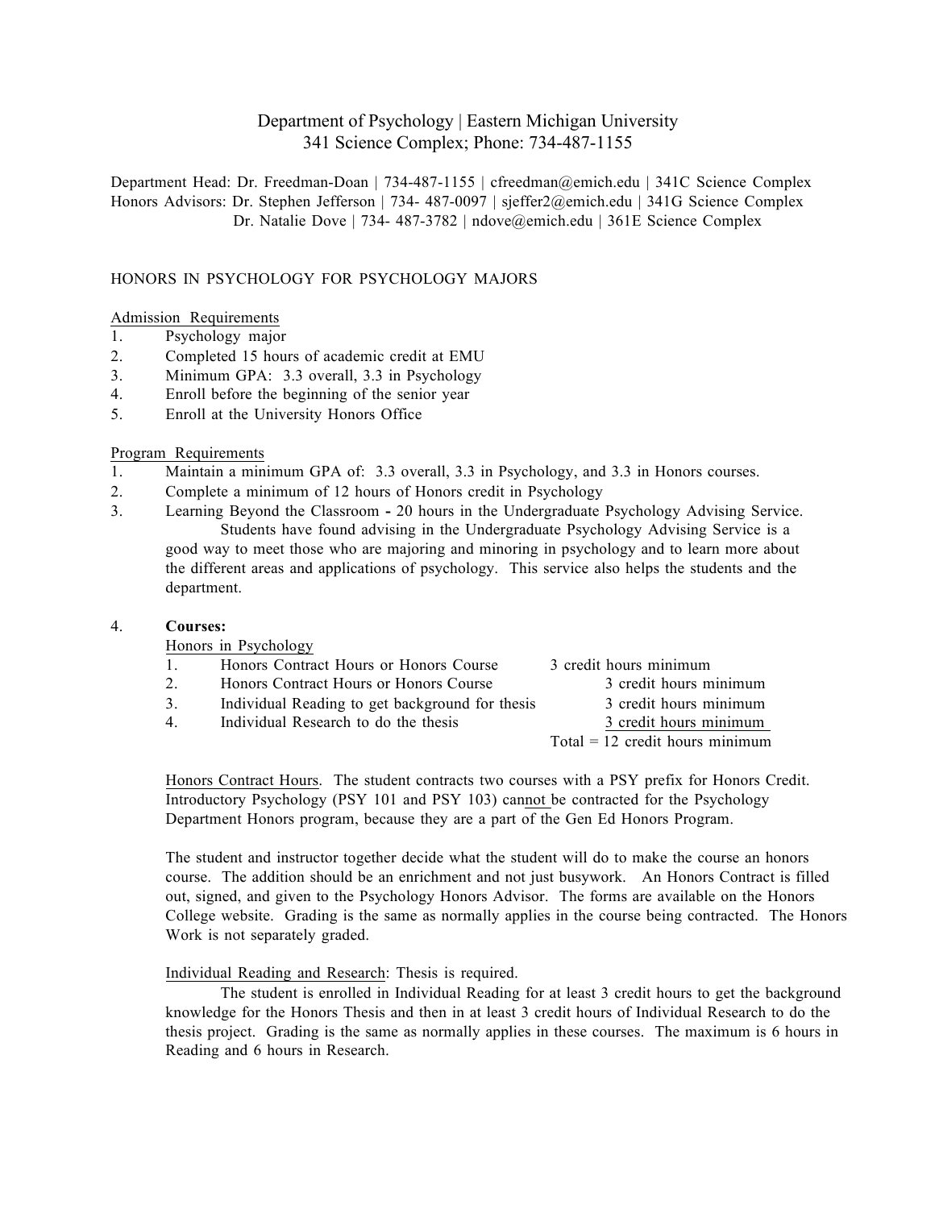Department of Psychology | Eastern Michigan University
341 Science Complex; Phone: 734-487-1155

Department Head: Dr. Freedman-Doan | 734-487-1155 | cfreedman@emich.edu | 341C Science Complex
Honors Advisors: Dr. Stephen Jefferson | 734- 487-0097 | sjeffer2@emich.edu | 341G Science Complex
Dr. Natalie Dove | 734- 487-3782 | ndove@emich.edu | 361E Science Complex

## HONORS IN PSYCHOLOGY FOR PSYCHOLOGY MAJORS

<u>Admission Requirements</u>

1. Psychology major
2. Completed 15 hours of academic credit at EMU
3. Minimum GPA: 3.3 overall, 3.3 in Psychology
4. Enroll before the beginning of the senior year
5. Enroll at the University Honors Office

<u>Program Requirements</u>

1. Maintain a minimum GPA of: 3.3 overall, 3.3 in Psychology, and 3.3 in Honors courses.
2. Complete a minimum of 12 hours of Honors credit in Psychology
3. Learning Beyond the Classroom **-** 20 hours in the Undergraduate Psychology Advising Service.
   Students have found advising in the Undergraduate Psychology Advising Service is a good way to meet those who are majoring and minoring in psychology and to learn more about the different areas and applications of psychology. This service also helps the students and the department.

4. **Courses:**

   <u>Honors in Psychology</u>

   | | | |
   |---|---|---|
   | 1. | Honors Contract Hours or Honors Course | 3 credit hours minimum |
   | 2. | Honors Contract Hours or Honors Course | 3 credit hours minimum |
   | 3. | Individual Reading to get background for thesis | 3 credit hours minimum |
   | 4. | Individual Research to do the thesis | 3 credit hours minimum |
   | | | Total = 12 credit hours minimum |

   <u>Honors Contract Hours</u>. The student contracts two courses with a PSY prefix for Honors Credit. Introductory Psychology (PSY 101 and PSY 103) can<u>not</u> be contracted for the Psychology Department Honors program, because they are a part of the Gen Ed Honors Program.

   The student and instructor together decide what the student will do to make the course an honors course. The addition should be an enrichment and not just busywork. An Honors Contract is filled out, signed, and given to the Psychology Honors Advisor. The forms are available on the Honors College website. Grading is the same as normally applies in the course being contracted. The Honors Work is not separately graded.

   <u>Individual Reading and Research</u>: Thesis is required.
   The student is enrolled in Individual Reading for at least 3 credit hours to get the background knowledge for the Honors Thesis and then in at least 3 credit hours of Individual Research to do the thesis project. Grading is the same as normally applies in these courses. The maximum is 6 hours in Reading and 6 hours in Research.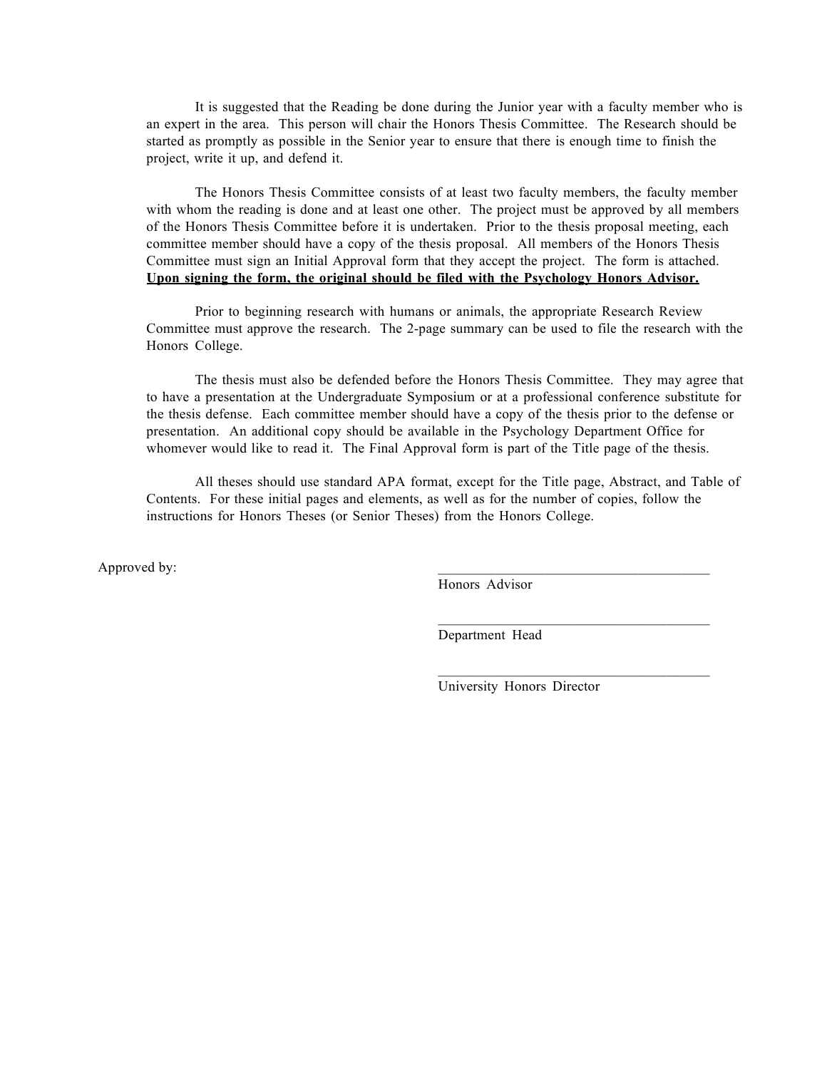It is suggested that the Reading be done during the Junior year with a faculty member who is an expert in the area. This person will chair the Honors Thesis Committee. The Research should be started as promptly as possible in the Senior year to ensure that there is enough time to finish the project, write it up, and defend it.

The Honors Thesis Committee consists of at least two faculty members, the faculty member with whom the reading is done and at least one other. The project must be approved by all members of the Honors Thesis Committee before it is undertaken. Prior to the thesis proposal meeting, each committee member should have a copy of the thesis proposal. All members of the Honors Thesis Committee must sign an Initial Approval form that they accept the project. The form is attached. **<u>Upon signing the form, the original should be filed with the Psychology Honors Advisor.</u>**

Prior to beginning research with humans or animals, the appropriate Research Review Committee must approve the research. The 2-page summary can be used to file the research with the Honors College.

The thesis must also be defended before the Honors Thesis Committee. They may agree that to have a presentation at the Undergraduate Symposium or at a professional conference substitute for the thesis defense. Each committee member should have a copy of the thesis prior to the defense or presentation. An additional copy should be available in the Psychology Department Office for whomever would like to read it. The Final Approval form is part of the Title page of the thesis.

All theses should use standard APA format, except for the Title page, Abstract, and Table of Contents. For these initial pages and elements, as well as for the number of copies, follow the instructions for Honors Theses (or Senior Theses) from the Honors College.

Approved by:

\_\_\_\_\_\_\_\_\_\_\_\_\_\_\_\_\_\_\_\_\_\_\_\_\_\_\_\_\_\_\_\_\_\_\_\_\_\_\_\_
Honors Advisor

\_\_\_\_\_\_\_\_\_\_\_\_\_\_\_\_\_\_\_\_\_\_\_\_\_\_\_\_\_\_\_\_\_\_\_\_\_\_\_\_
Department Head

\_\_\_\_\_\_\_\_\_\_\_\_\_\_\_\_\_\_\_\_\_\_\_\_\_\_\_\_\_\_\_\_\_\_\_\_\_\_\_\_
University Honors Director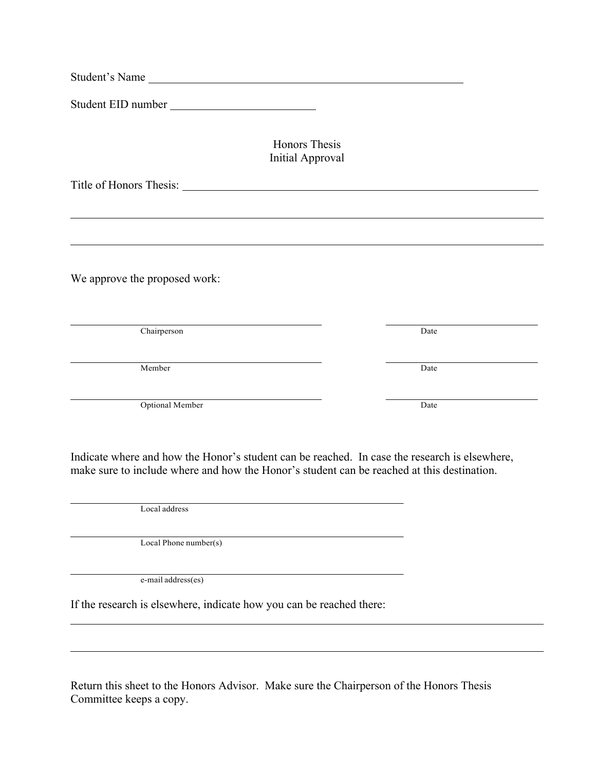Student's Name ____________________________________________

Student EID number ______________________

## Honors Thesis
## Initial Approval

Title of Honors Thesis: ____________________________________________

____________________________________________

____________________________________________

We approve the proposed work:

| | |
|---|---|
| ______________________________ | ____________________ |
| Chairperson | Date |
| ______________________________ | ____________________ |
| Member | Date |
| ______________________________ | ____________________ |
| Optional Member | Date |

Indicate where and how the Honor's student can be reached. In case the research is elsewhere, make sure to include where and how the Honor's student can be reached at this destination.

______________________________
Local address

______________________________
Local Phone number(s)

______________________________
e-mail address(es)

If the research is elsewhere, indicate how you can be reached there:

____________________________________________

____________________________________________

Return this sheet to the Honors Advisor. Make sure the Chairperson of the Honors Thesis Committee keeps a copy.